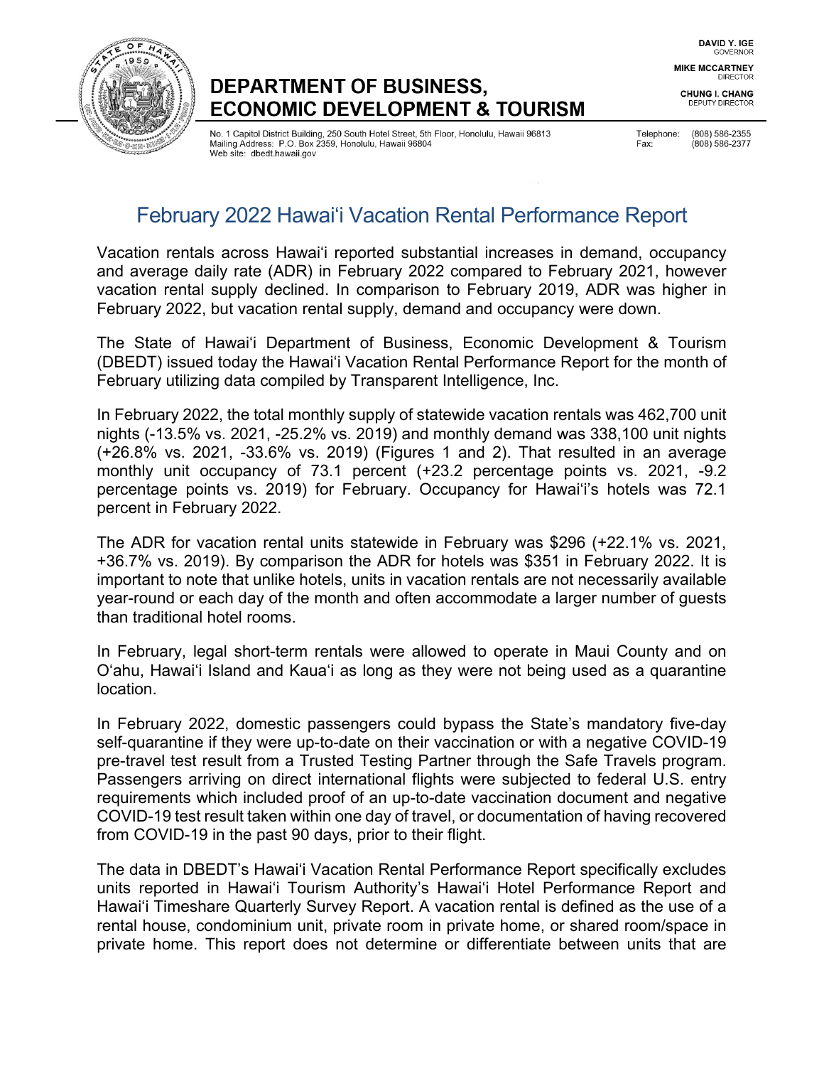DAVID Y. IGE
GOVERNOR

MIKE MCCARTNEY
DIRECTOR

CHUNG I. CHANG
DEPUTY DIRECTOR

# DEPARTMENT OF BUSINESS, ECONOMIC DEVELOPMENT & TOURISM

No. 1 Capitol District Building, 250 South Hotel Street, 5th Floor, Honolulu, Hawaii 96813
Mailing Address: P.O. Box 2359, Honolulu, Hawaii 96804
Web site: dbedt.hawaii.gov

Telephone: (808) 586-2355
Fax: (808) 586-2377

## February 2022 Hawai'i Vacation Rental Performance Report

Vacation rentals across Hawai'i reported substantial increases in demand, occupancy and average daily rate (ADR) in February 2022 compared to February 2021, however vacation rental supply declined. In comparison to February 2019, ADR was higher in February 2022, but vacation rental supply, demand and occupancy were down.

The State of Hawai'i Department of Business, Economic Development & Tourism (DBEDT) issued today the Hawai'i Vacation Rental Performance Report for the month of February utilizing data compiled by Transparent Intelligence, Inc.

In February 2022, the total monthly supply of statewide vacation rentals was 462,700 unit nights (-13.5% vs. 2021, -25.2% vs. 2019) and monthly demand was 338,100 unit nights (+26.8% vs. 2021, -33.6% vs. 2019) (Figures 1 and 2). That resulted in an average monthly unit occupancy of 73.1 percent (+23.2 percentage points vs. 2021, -9.2 percentage points vs. 2019) for February. Occupancy for Hawai'i's hotels was 72.1 percent in February 2022.

The ADR for vacation rental units statewide in February was $296 (+22.1% vs. 2021, +36.7% vs. 2019). By comparison the ADR for hotels was $351 in February 2022. It is important to note that unlike hotels, units in vacation rentals are not necessarily available year-round or each day of the month and often accommodate a larger number of guests than traditional hotel rooms.

In February, legal short-term rentals were allowed to operate in Maui County and on O'ahu, Hawai'i Island and Kaua'i as long as they were not being used as a quarantine location.

In February 2022, domestic passengers could bypass the State's mandatory five-day self-quarantine if they were up-to-date on their vaccination or with a negative COVID-19 pre-travel test result from a Trusted Testing Partner through the Safe Travels program. Passengers arriving on direct international flights were subjected to federal U.S. entry requirements which included proof of an up-to-date vaccination document and negative COVID-19 test result taken within one day of travel, or documentation of having recovered from COVID-19 in the past 90 days, prior to their flight.

The data in DBEDT's Hawai'i Vacation Rental Performance Report specifically excludes units reported in Hawai'i Tourism Authority's Hawai'i Hotel Performance Report and Hawai'i Timeshare Quarterly Survey Report. A vacation rental is defined as the use of a rental house, condominium unit, private room in private home, or shared room/space in private home. This report does not determine or differentiate between units that are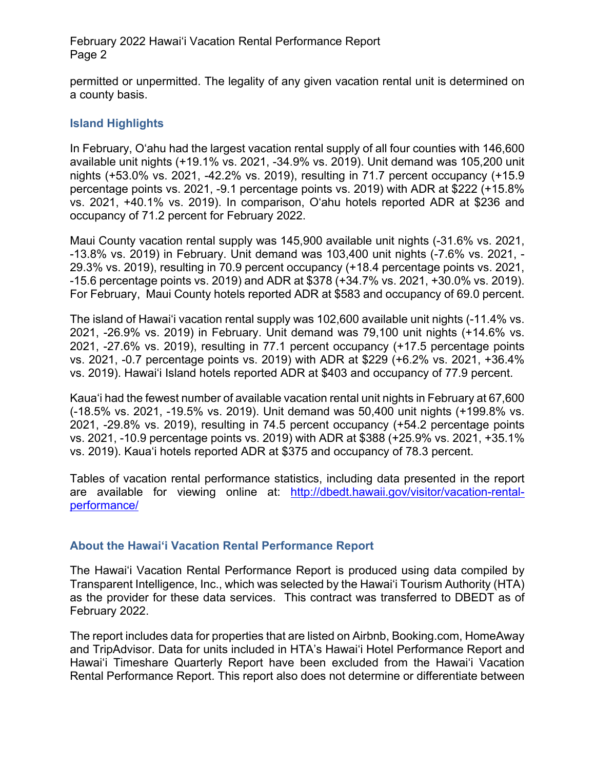permitted or unpermitted. The legality of any given vacation rental unit is determined on a county basis.

## Island Highlights

In February, O'ahu had the largest vacation rental supply of all four counties with 146,600 available unit nights (+19.1% vs. 2021, -34.9% vs. 2019). Unit demand was 105,200 unit nights (+53.0% vs. 2021, -42.2% vs. 2019), resulting in 71.7 percent occupancy (+15.9 percentage points vs. 2021, -9.1 percentage points vs. 2019) with ADR at $222 (+15.8% vs. 2021, +40.1% vs. 2019). In comparison, O'ahu hotels reported ADR at $236 and occupancy of 71.2 percent for February 2022.

Maui County vacation rental supply was 145,900 available unit nights (-31.6% vs. 2021, -13.8% vs. 2019) in February. Unit demand was 103,400 unit nights (-7.6% vs. 2021, -29.3% vs. 2019), resulting in 70.9 percent occupancy (+18.4 percentage points vs. 2021, -15.6 percentage points vs. 2019) and ADR at $378 (+34.7% vs. 2021, +30.0% vs. 2019). For February, Maui County hotels reported ADR at $583 and occupancy of 69.0 percent.

The island of Hawai'i vacation rental supply was 102,600 available unit nights (-11.4% vs. 2021, -26.9% vs. 2019) in February. Unit demand was 79,100 unit nights (+14.6% vs. 2021, -27.6% vs. 2019), resulting in 77.1 percent occupancy (+17.5 percentage points vs. 2021, -0.7 percentage points vs. 2019) with ADR at $229 (+6.2% vs. 2021, +36.4% vs. 2019). Hawai'i Island hotels reported ADR at $403 and occupancy of 77.9 percent.

Kaua'i had the fewest number of available vacation rental unit nights in February at 67,600 (-18.5% vs. 2021, -19.5% vs. 2019). Unit demand was 50,400 unit nights (+199.8% vs. 2021, -29.8% vs. 2019), resulting in 74.5 percent occupancy (+54.2 percentage points vs. 2021, -10.9 percentage points vs. 2019) with ADR at $388 (+25.9% vs. 2021, +35.1% vs. 2019). Kaua'i hotels reported ADR at $375 and occupancy of 78.3 percent.

Tables of vacation rental performance statistics, including data presented in the report are available for viewing online at: http://dbedt.hawaii.gov/visitor/vacation-rental-performance/

## About the Hawai'i Vacation Rental Performance Report

The Hawai'i Vacation Rental Performance Report is produced using data compiled by Transparent Intelligence, Inc., which was selected by the Hawai'i Tourism Authority (HTA) as the provider for these data services. This contract was transferred to DBEDT as of February 2022.

The report includes data for properties that are listed on Airbnb, Booking.com, HomeAway and TripAdvisor. Data for units included in HTA's Hawai'i Hotel Performance Report and Hawai'i Timeshare Quarterly Report have been excluded from the Hawai'i Vacation Rental Performance Report. This report also does not determine or differentiate between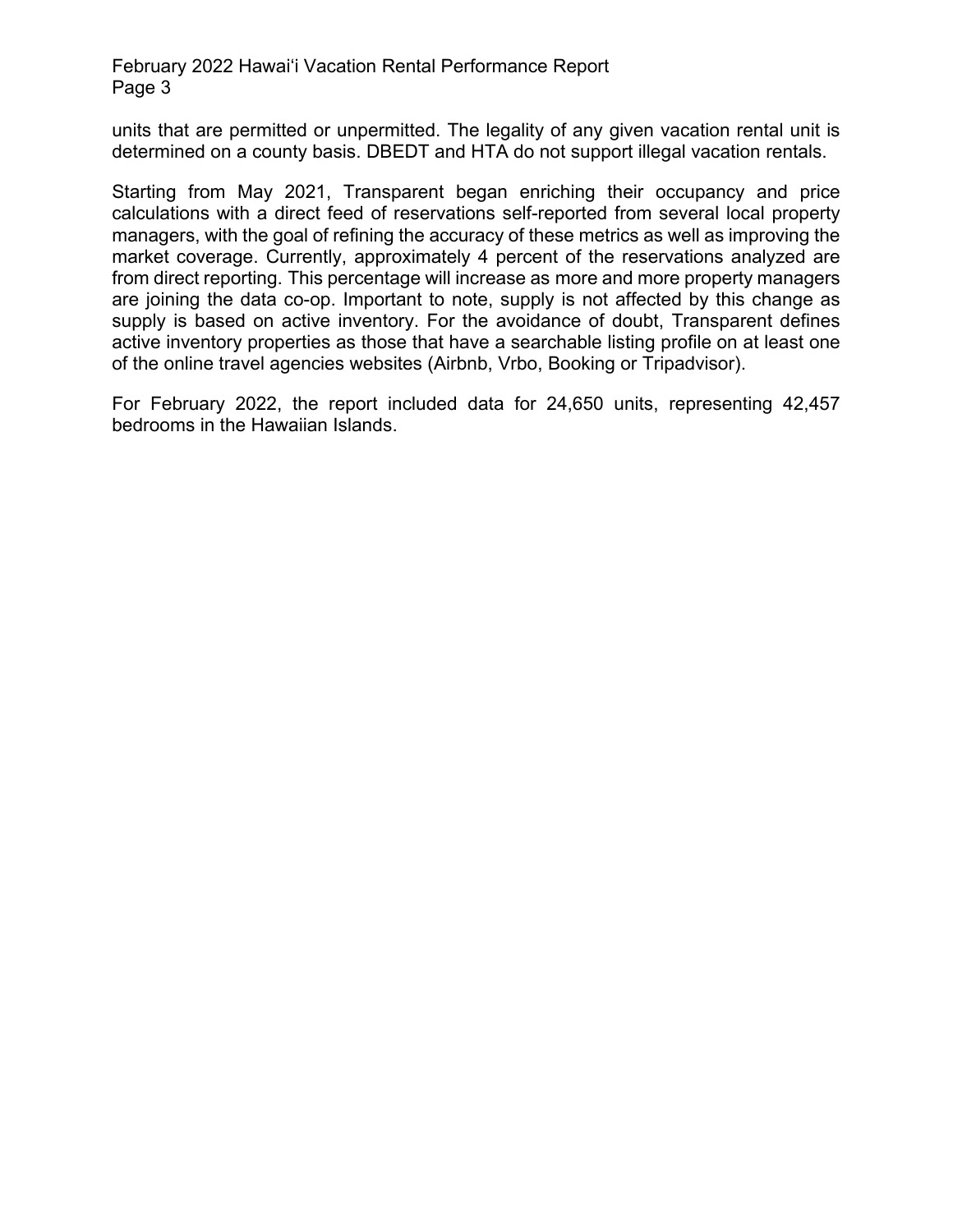units that are permitted or unpermitted. The legality of any given vacation rental unit is determined on a county basis. DBEDT and HTA do not support illegal vacation rentals.

Starting from May 2021, Transparent began enriching their occupancy and price calculations with a direct feed of reservations self-reported from several local property managers, with the goal of refining the accuracy of these metrics as well as improving the market coverage. Currently, approximately 4 percent of the reservations analyzed are from direct reporting. This percentage will increase as more and more property managers are joining the data co-op. Important to note, supply is not affected by this change as supply is based on active inventory. For the avoidance of doubt, Transparent defines active inventory properties as those that have a searchable listing profile on at least one of the online travel agencies websites (Airbnb, Vrbo, Booking or Tripadvisor).

For February 2022, the report included data for 24,650 units, representing 42,457 bedrooms in the Hawaiian Islands.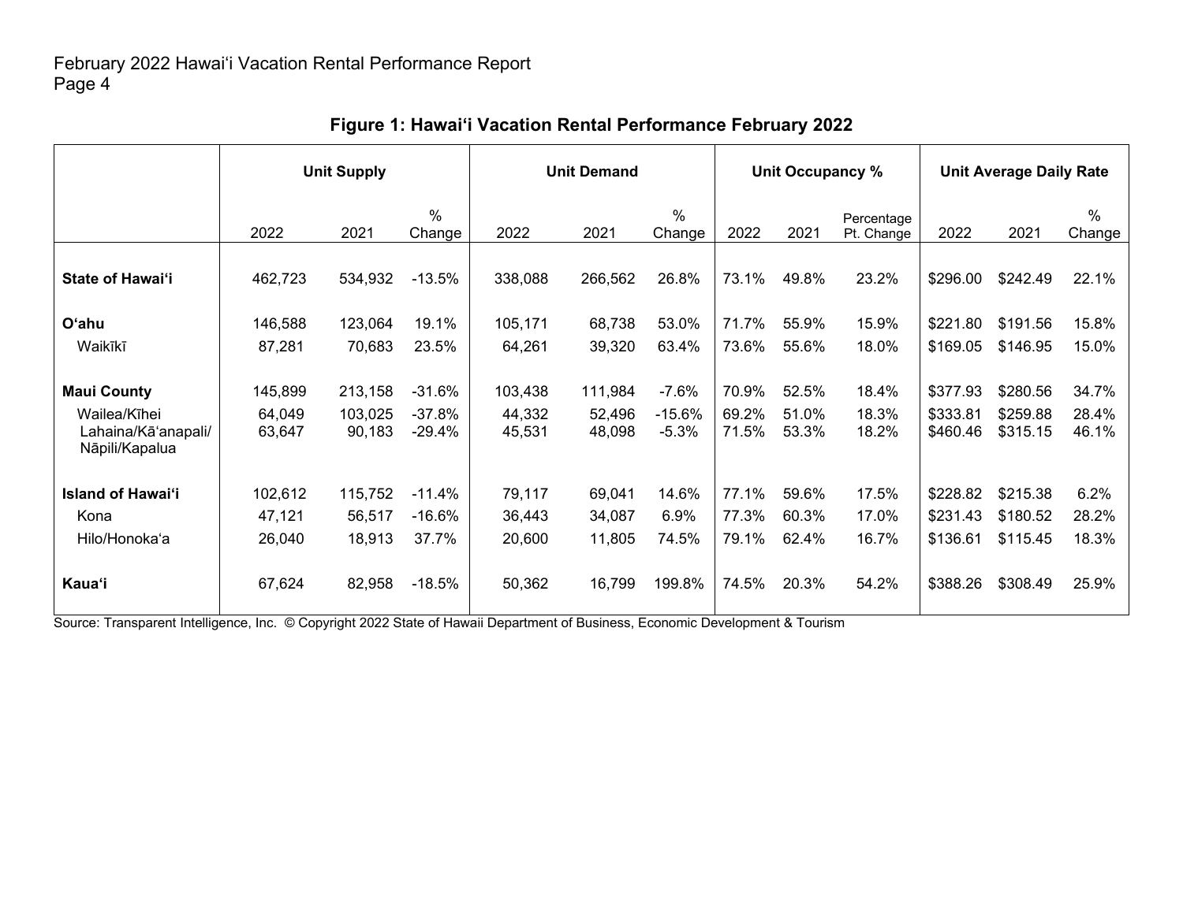## Figure 1: Hawaiʻi Vacation Rental Performance February 2022

| | Unit Supply | | | Unit Demand | | | Unit Occupancy % | | | Unit Average Daily Rate | | |
|---|---|---|---|---|---|---|---|---|---|---|---|---|
| | 2022 | 2021 | % Change | 2022 | 2021 | % Change | 2022 | 2021 | Percentage Pt. Change | 2022 | 2021 | % Change |
| **State of Hawaiʻi** | 462,723 | 534,932 | -13.5% | 338,088 | 266,562 | 26.8% | 73.1% | 49.8% | 23.2% | $296.00 | $242.49 | 22.1% |
| **Oʻahu** | 146,588 | 123,064 | 19.1% | 105,171 | 68,738 | 53.0% | 71.7% | 55.9% | 15.9% | $221.80 | $191.56 | 15.8% |
| Waikīkī | 87,281 | 70,683 | 23.5% | 64,261 | 39,320 | 63.4% | 73.6% | 55.6% | 18.0% | $169.05 | $146.95 | 15.0% |
| **Maui County** | 145,899 | 213,158 | -31.6% | 103,438 | 111,984 | -7.6% | 70.9% | 52.5% | 18.4% | $377.93 | $280.56 | 34.7% |
| Wailea/Kīhei | 64,049 | 103,025 | -37.8% | 44,332 | 52,496 | -15.6% | 69.2% | 51.0% | 18.3% | $333.81 | $259.88 | 28.4% |
| Lahaina/Kāʻanapali/Nāpili/Kapalua | 63,647 | 90,183 | -29.4% | 45,531 | 48,098 | -5.3% | 71.5% | 53.3% | 18.2% | $460.46 | $315.15 | 46.1% |
| **Island of Hawaiʻi** | 102,612 | 115,752 | -11.4% | 79,117 | 69,041 | 14.6% | 77.1% | 59.6% | 17.5% | $228.82 | $215.38 | 6.2% |
| Kona | 47,121 | 56,517 | -16.6% | 36,443 | 34,087 | 6.9% | 77.3% | 60.3% | 17.0% | $231.43 | $180.52 | 28.2% |
| Hilo/Honokaʻa | 26,040 | 18,913 | 37.7% | 20,600 | 11,805 | 74.5% | 79.1% | 62.4% | 16.7% | $136.61 | $115.45 | 18.3% |
| **Kauaʻi** | 67,624 | 82,958 | -18.5% | 50,362 | 16,799 | 199.8% | 74.5% | 20.3% | 54.2% | $388.26 | $308.49 | 25.9% |

Source: Transparent Intelligence, Inc. © Copyright 2022 State of Hawaii Department of Business, Economic Development & Tourism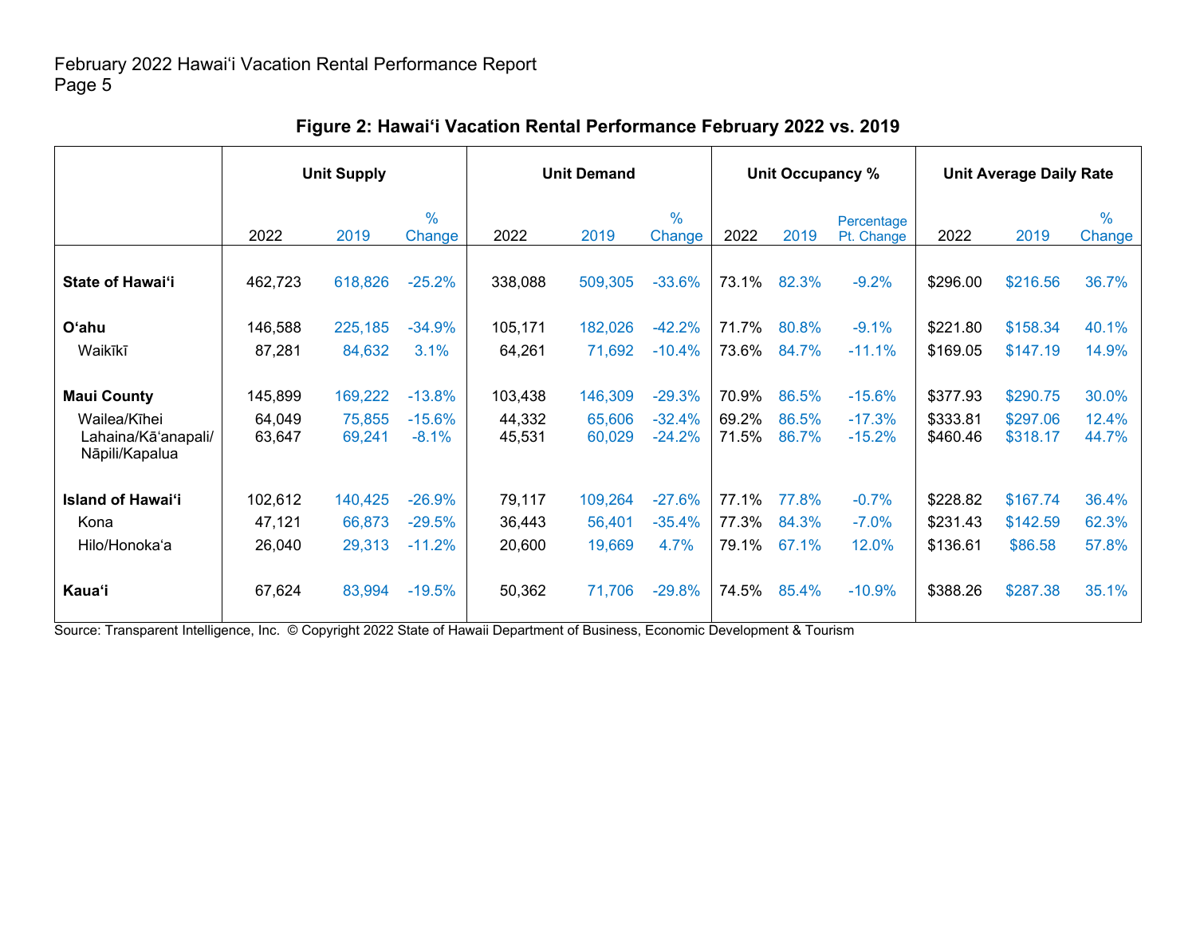### Figure 2: Hawai‘i Vacation Rental Performance February 2022 vs. 2019

| | Unit Supply | | | Unit Demand | | | Unit Occupancy % | | | Unit Average Daily Rate | | |
|---|---|---|---|---|---|---|---|---|---|---|---|---|
| | 2022 | 2019 | % Change | 2022 | 2019 | % Change | 2022 | 2019 | Percentage Pt. Change | 2022 | 2019 | % Change |
| **State of Hawai‘i** | 462,723 | 618,826 | -25.2% | 338,088 | 509,305 | -33.6% | 73.1% | 82.3% | -9.2% | $296.00 | $216.56 | 36.7% |
| **O‘ahu** | 146,588 | 225,185 | -34.9% | 105,171 | 182,026 | -42.2% | 71.7% | 80.8% | -9.1% | $221.80 | $158.34 | 40.1% |
| Waikīkī | 87,281 | 84,632 | 3.1% | 64,261 | 71,692 | -10.4% | 73.6% | 84.7% | -11.1% | $169.05 | $147.19 | 14.9% |
| **Maui County** | 145,899 | 169,222 | -13.8% | 103,438 | 146,309 | -29.3% | 70.9% | 86.5% | -15.6% | $377.93 | $290.75 | 30.0% |
| Wailea/Kīhei | 64,049 | 75,855 | -15.6% | 44,332 | 65,606 | -32.4% | 69.2% | 86.5% | -17.3% | $333.81 | $297.06 | 12.4% |
| Lahaina/Kā‘anapali/ Nāpili/Kapalua | 63,647 | 69,241 | -8.1% | 45,531 | 60,029 | -24.2% | 71.5% | 86.7% | -15.2% | $460.46 | $318.17 | 44.7% |
| **Island of Hawai‘i** | 102,612 | 140,425 | -26.9% | 79,117 | 109,264 | -27.6% | 77.1% | 77.8% | -0.7% | $228.82 | $167.74 | 36.4% |
| Kona | 47,121 | 66,873 | -29.5% | 36,443 | 56,401 | -35.4% | 77.3% | 84.3% | -7.0% | $231.43 | $142.59 | 62.3% |
| Hilo/Honoka‘a | 26,040 | 29,313 | -11.2% | 20,600 | 19,669 | 4.7% | 79.1% | 67.1% | 12.0% | $136.61 | $86.58 | 57.8% |
| **Kaua‘i** | 67,624 | 83,994 | -19.5% | 50,362 | 71,706 | -29.8% | 74.5% | 85.4% | -10.9% | $388.26 | $287.38 | 35.1% |

Source: Transparent Intelligence, Inc. © Copyright 2022 State of Hawaii Department of Business, Economic Development & Tourism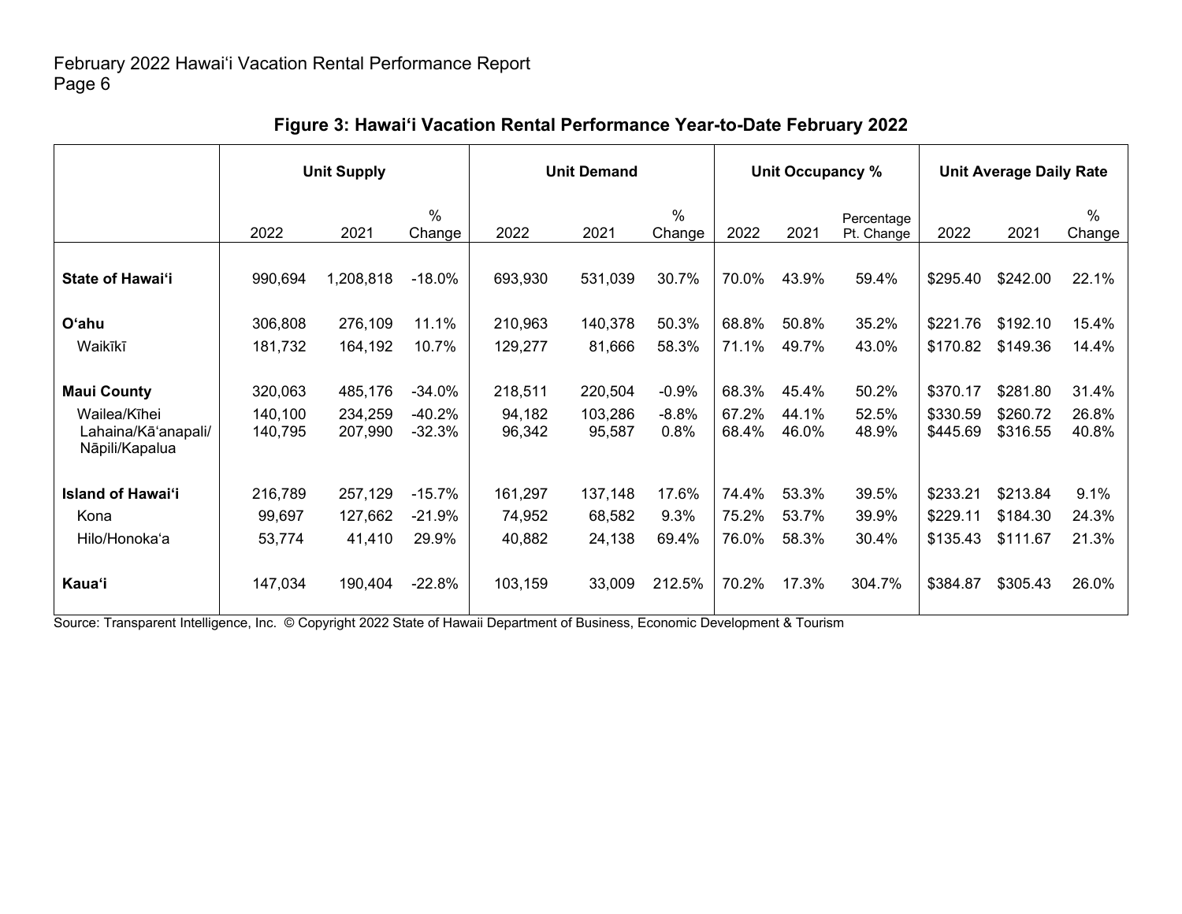**Figure 3: Hawai'i Vacation Rental Performance Year-to-Date February 2022**

| | Unit Supply | | | Unit Demand | | | Unit Occupancy % | | | Unit Average Daily Rate | | |
|---|---|---|---|---|---|---|---|---|---|---|---|---|
| | 2022 | 2021 | % Change | 2022 | 2021 | % Change | 2022 | 2021 | Percentage Pt. Change | 2022 | 2021 | % Change |
| **State of Hawai'i** | 990,694 | 1,208,818 | -18.0% | 693,930 | 531,039 | 30.7% | 70.0% | 43.9% | 59.4% | $295.40 | $242.00 | 22.1% |
| **O'ahu** | 306,808 | 276,109 | 11.1% | 210,963 | 140,378 | 50.3% | 68.8% | 50.8% | 35.2% | $221.76 | $192.10 | 15.4% |
| Waikīkī | 181,732 | 164,192 | 10.7% | 129,277 | 81,666 | 58.3% | 71.1% | 49.7% | 43.0% | $170.82 | $149.36 | 14.4% |
| **Maui County** | 320,063 | 485,176 | -34.0% | 218,511 | 220,504 | -0.9% | 68.3% | 45.4% | 50.2% | $370.17 | $281.80 | 31.4% |
| Wailea/Kīhei | 140,100 | 234,259 | -40.2% | 94,182 | 103,286 | -8.8% | 67.2% | 44.1% | 52.5% | $330.59 | $260.72 | 26.8% |
| Lahaina/Kā'anapali/ Nāpili/Kapalua | 140,795 | 207,990 | -32.3% | 96,342 | 95,587 | 0.8% | 68.4% | 46.0% | 48.9% | $445.69 | $316.55 | 40.8% |
| **Island of Hawai'i** | 216,789 | 257,129 | -15.7% | 161,297 | 137,148 | 17.6% | 74.4% | 53.3% | 39.5% | $233.21 | $213.84 | 9.1% |
| Kona | 99,697 | 127,662 | -21.9% | 74,952 | 68,582 | 9.3% | 75.2% | 53.7% | 39.9% | $229.11 | $184.30 | 24.3% |
| Hilo/Honoka'a | 53,774 | 41,410 | 29.9% | 40,882 | 24,138 | 69.4% | 76.0% | 58.3% | 30.4% | $135.43 | $111.67 | 21.3% |
| **Kaua'i** | 147,034 | 190,404 | -22.8% | 103,159 | 33,009 | 212.5% | 70.2% | 17.3% | 304.7% | $384.87 | $305.43 | 26.0% |

Source: Transparent Intelligence, Inc. © Copyright 2022 State of Hawaii Department of Business, Economic Development & Tourism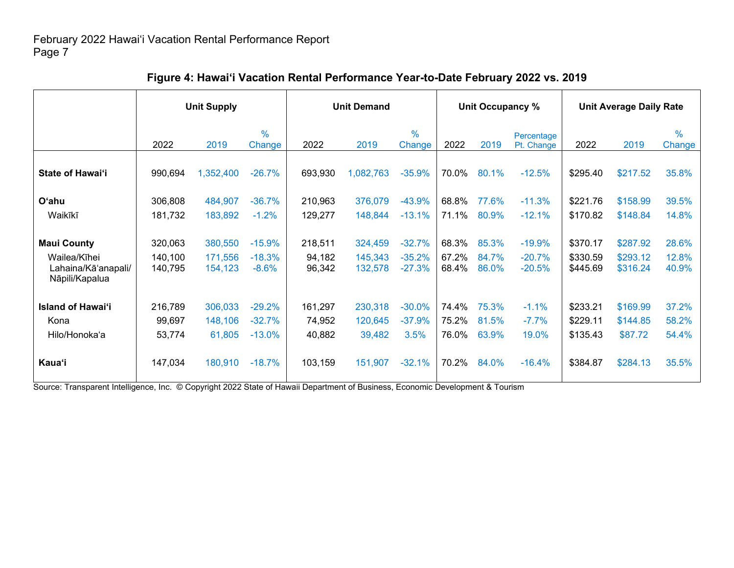**Figure 4: Hawai'i Vacation Rental Performance Year-to-Date February 2022 vs. 2019**

| | Unit Supply | | | Unit Demand | | | Unit Occupancy % | | | Unit Average Daily Rate | | |
|---|---|---|---|---|---|---|---|---|---|---|---|---|
| | 2022 | 2019 | % Change | 2022 | 2019 | % Change | 2022 | 2019 | Percentage Pt. Change | 2022 | 2019 | % Change |
| **State of Hawai'i** | 990,694 | 1,352,400 | -26.7% | 693,930 | 1,082,763 | -35.9% | 70.0% | 80.1% | -12.5% | $295.40 | $217.52 | 35.8% |
| **O'ahu** | 306,808 | 484,907 | -36.7% | 210,963 | 376,079 | -43.9% | 68.8% | 77.6% | -11.3% | $221.76 | $158.99 | 39.5% |
| Waikīkī | 181,732 | 183,892 | -1.2% | 129,277 | 148,844 | -13.1% | 71.1% | 80.9% | -12.1% | $170.82 | $148.84 | 14.8% |
| **Maui County** | 320,063 | 380,550 | -15.9% | 218,511 | 324,459 | -32.7% | 68.3% | 85.3% | -19.9% | $370.17 | $287.92 | 28.6% |
| Wailea/Kīhei | 140,100 | 171,556 | -18.3% | 94,182 | 145,343 | -35.2% | 67.2% | 84.7% | -20.7% | $330.59 | $293.12 | 12.8% |
| Lahaina/Kā'anapali/ Nāpili/Kapalua | 140,795 | 154,123 | -8.6% | 96,342 | 132,578 | -27.3% | 68.4% | 86.0% | -20.5% | $445.69 | $316.24 | 40.9% |
| **Island of Hawai'i** | 216,789 | 306,033 | -29.2% | 161,297 | 230,318 | -30.0% | 74.4% | 75.3% | -1.1% | $233.21 | $169.99 | 37.2% |
| Kona | 99,697 | 148,106 | -32.7% | 74,952 | 120,645 | -37.9% | 75.2% | 81.5% | -7.7% | $229.11 | $144.85 | 58.2% |
| Hilo/Honoka'a | 53,774 | 61,805 | -13.0% | 40,882 | 39,482 | 3.5% | 76.0% | 63.9% | 19.0% | $135.43 | $87.72 | 54.4% |
| **Kaua'i** | 147,034 | 180,910 | -18.7% | 103,159 | 151,907 | -32.1% | 70.2% | 84.0% | -16.4% | $384.87 | $284.13 | 35.5% |

Source: Transparent Intelligence, Inc. © Copyright 2022 State of Hawaii Department of Business, Economic Development & Tourism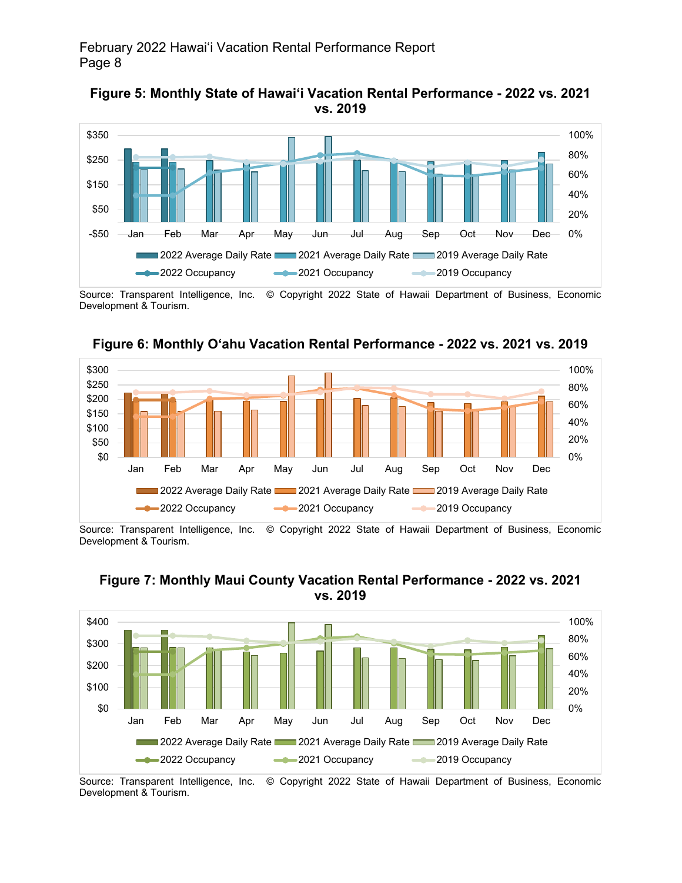### Figure 5: Monthly State of Hawaiʻi Vacation Rental Performance - 2022 vs. 2021 vs. 2019

Source: Transparent Intelligence, Inc. © Copyright 2022 State of Hawaii Department of Business, Economic Development & Tourism.

### Figure 6: Monthly Oʻahu Vacation Rental Performance - 2022 vs. 2021 vs. 2019

Source: Transparent Intelligence, Inc. © Copyright 2022 State of Hawaii Department of Business, Economic Development & Tourism.

### Figure 7: Monthly Maui County Vacation Rental Performance - 2022 vs. 2021 vs. 2019

Source: Transparent Intelligence, Inc. © Copyright 2022 State of Hawaii Department of Business, Economic Development & Tourism.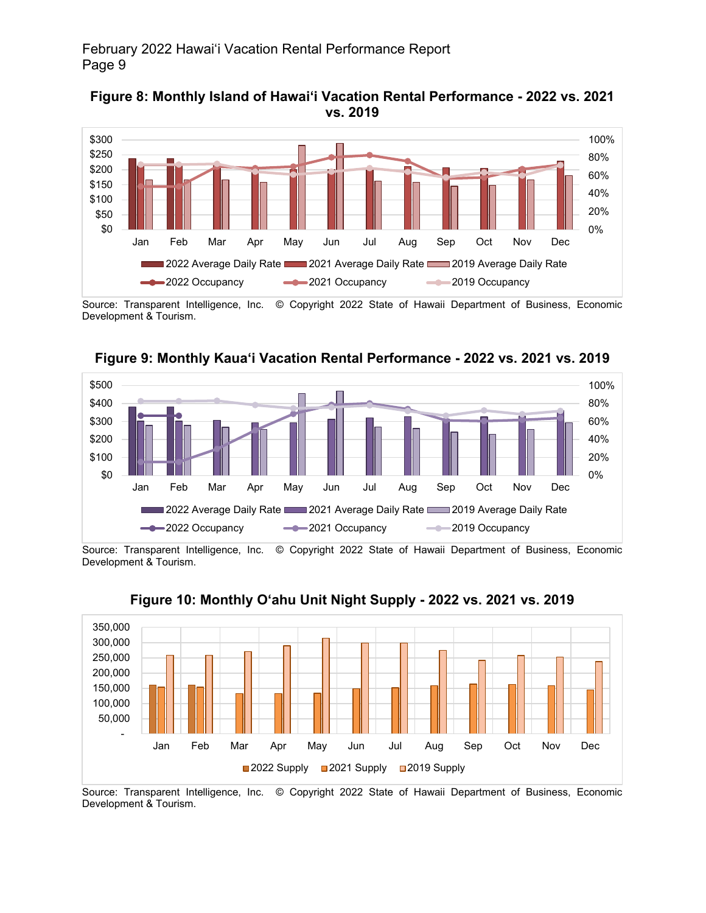**Figure 8: Monthly Island of Hawai'i Vacation Rental Performance - 2022 vs. 2021 vs. 2019**

Source: Transparent Intelligence, Inc. © Copyright 2022 State of Hawaii Department of Business, Economic Development & Tourism.

**Figure 9: Monthly Kaua'i Vacation Rental Performance - 2022 vs. 2021 vs. 2019**

Source: Transparent Intelligence, Inc. © Copyright 2022 State of Hawaii Department of Business, Economic Development & Tourism.

**Figure 10: Monthly O'ahu Unit Night Supply - 2022 vs. 2021 vs. 2019**

Source: Transparent Intelligence, Inc. © Copyright 2022 State of Hawaii Department of Business, Economic Development & Tourism.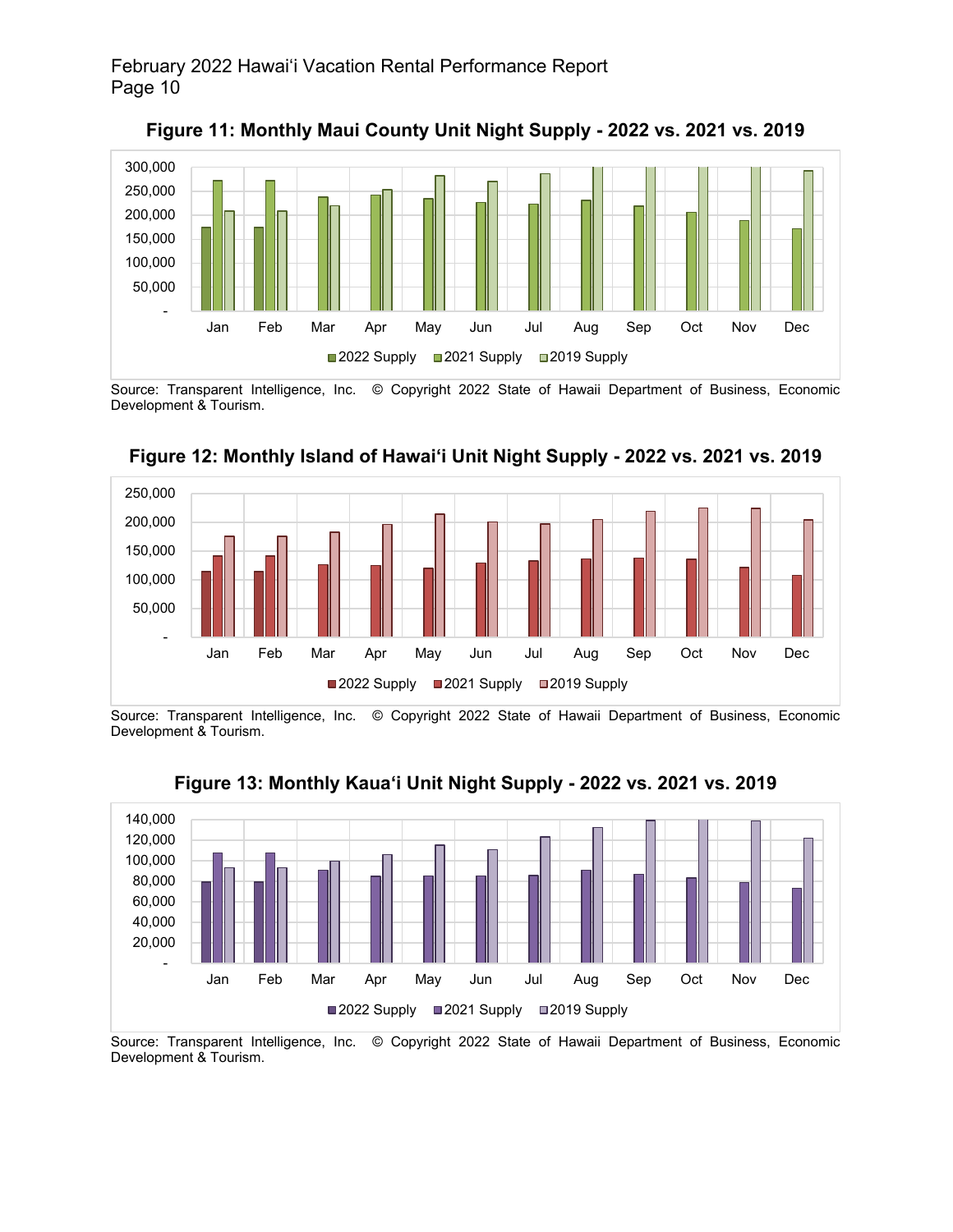## Figure 11: Monthly Maui County Unit Night Supply - 2022 vs. 2021 vs. 2019

300,000
250,000
200,000
150,000
100,000
50,000
-

Jan Feb Mar Apr May Jun Jul Aug Sep Oct Nov Dec

2022 Supply 2021 Supply 2019 Supply

Source: Transparent Intelligence, Inc. © Copyright 2022 State of Hawaii Department of Business, Economic Development & Tourism.

## Figure 12: Monthly Island of Hawai'i Unit Night Supply - 2022 vs. 2021 vs. 2019

250,000
200,000
150,000
100,000
50,000
-

Jan Feb Mar Apr May Jun Jul Aug Sep Oct Nov Dec

2022 Supply 2021 Supply 2019 Supply

Source: Transparent Intelligence, Inc. © Copyright 2022 State of Hawaii Department of Business, Economic Development & Tourism.

## Figure 13: Monthly Kaua'i Unit Night Supply - 2022 vs. 2021 vs. 2019

140,000
120,000
100,000
80,000
60,000
40,000
20,000
-

Jan Feb Mar Apr May Jun Jul Aug Sep Oct Nov Dec

2022 Supply 2021 Supply 2019 Supply

Source: Transparent Intelligence, Inc. © Copyright 2022 State of Hawaii Department of Business, Economic Development & Tourism.